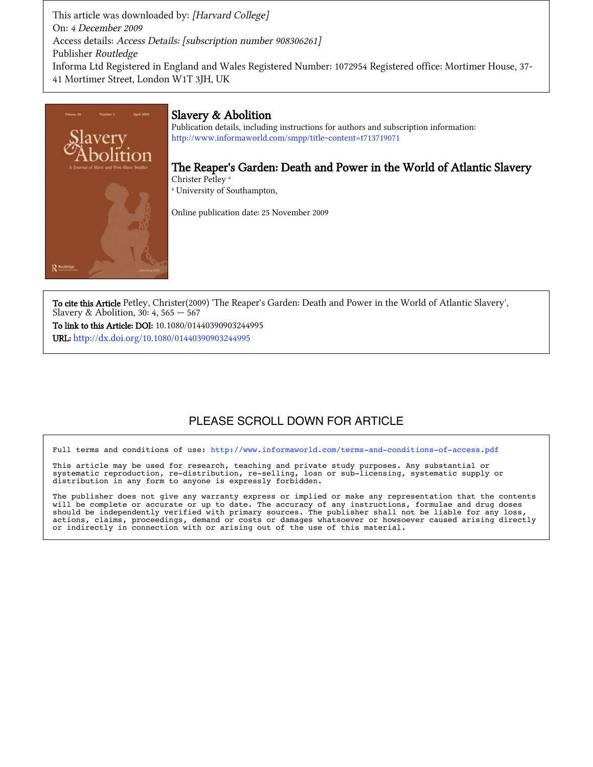This article was downloaded by: *[Harvard College]*
On: *4 December 2009*
Access details: *Access Details: [subscription number 908306261]*
Publisher *Routledge*
Informa Ltd Registered in England and Wales Registered Number: 1072954 Registered office: Mortimer House, 37-41 Mortimer Street, London W1T 3JH, UK

# Slavery & Abolition

Publication details, including instructions for authors and subscription information:
http://www.informaworld.com/smpp/title~content=t713719071

## The Reaper's Garden: Death and Power in the World of Atlantic Slavery

Christer Petley [a]

[a] University of Southampton,

Online publication date: 25 November 2009

**To cite this Article** Petley, Christer(2009) 'The Reaper's Garden: Death and Power in the World of Atlantic Slavery', Slavery & Abolition, 30: 4, 565 — 567

**To link to this Article: DOI:** 10.1080/01440390903244995

**URL:** http://dx.doi.org/10.1080/01440390903244995

PLEASE SCROLL DOWN FOR ARTICLE

Full terms and conditions of use: http://www.informaworld.com/terms-and-conditions-of-access.pdf

This article may be used for research, teaching and private study purposes. Any substantial or systematic reproduction, re-distribution, re-selling, loan or sub-licensing, systematic supply or distribution in any form to anyone is expressly forbidden.

The publisher does not give any warranty express or implied or make any representation that the contents will be complete or accurate or up to date. The accuracy of any instructions, formulae and drug doses should be independently verified with primary sources. The publisher shall not be liable for any loss, actions, claims, proceedings, demand or costs or damages whatsoever or howsoever caused arising directly or indirectly in connection with or arising out of the use of this material.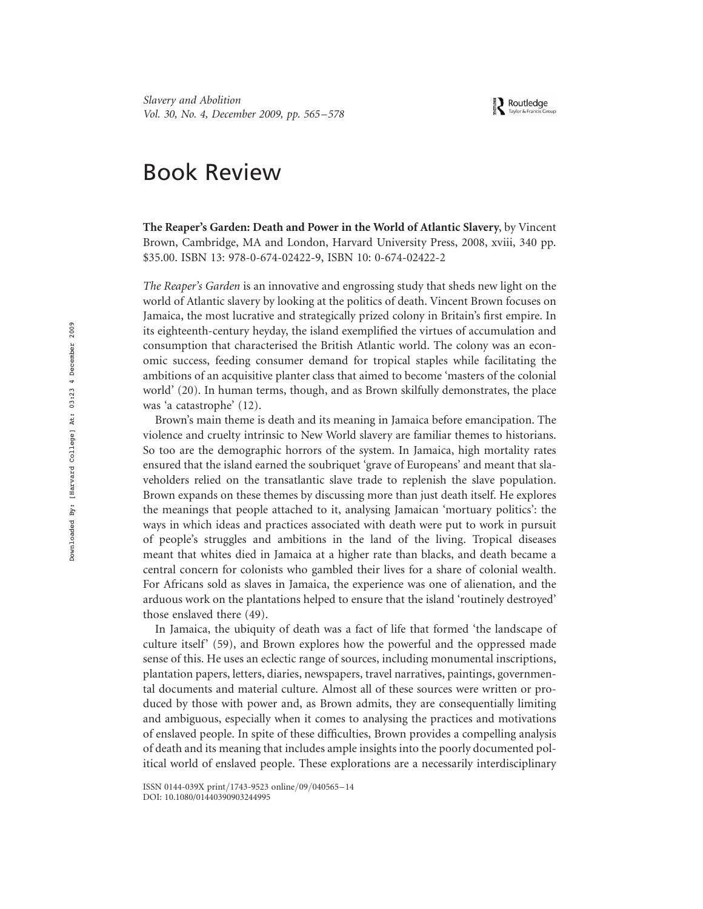# Book Review

**The Reaper's Garden: Death and Power in the World of Atlantic Slavery**, by Vincent Brown, Cambridge, MA and London, Harvard University Press, 2008, xviii, 340 pp. $35.00. ISBN 13: 978-0-674-02422-9, ISBN 10: 0-674-02422-2

*The Reaper's Garden* is an innovative and engrossing study that sheds new light on the world of Atlantic slavery by looking at the politics of death. Vincent Brown focuses on Jamaica, the most lucrative and strategically prized colony in Britain's first empire. In its eighteenth-century heyday, the island exemplified the virtues of accumulation and consumption that characterised the British Atlantic world. The colony was an economic success, feeding consumer demand for tropical staples while facilitating the ambitions of an acquisitive planter class that aimed to become 'masters of the colonial world' (20). In human terms, though, and as Brown skilfully demonstrates, the place was 'a catastrophe' (12).

Brown's main theme is death and its meaning in Jamaica before emancipation. The violence and cruelty intrinsic to New World slavery are familiar themes to historians. So too are the demographic horrors of the system. In Jamaica, high mortality rates ensured that the island earned the soubriquet 'grave of Europeans' and meant that slaveholders relied on the transatlantic slave trade to replenish the slave population. Brown expands on these themes by discussing more than just death itself. He explores the meanings that people attached to it, analysing Jamaican 'mortuary politics': the ways in which ideas and practices associated with death were put to work in pursuit of people's struggles and ambitions in the land of the living. Tropical diseases meant that whites died in Jamaica at a higher rate than blacks, and death became a central concern for colonists who gambled their lives for a share of colonial wealth. For Africans sold as slaves in Jamaica, the experience was one of alienation, and the arduous work on the plantations helped to ensure that the island 'routinely destroyed' those enslaved there (49).

In Jamaica, the ubiquity of death was a fact of life that formed 'the landscape of culture itself' (59), and Brown explores how the powerful and the oppressed made sense of this. He uses an eclectic range of sources, including monumental inscriptions, plantation papers, letters, diaries, newspapers, travel narratives, paintings, governmental documents and material culture. Almost all of these sources were written or produced by those with power and, as Brown admits, they are consequentially limiting and ambiguous, especially when it comes to analysing the practices and motivations of enslaved people. In spite of these difficulties, Brown provides a compelling analysis of death and its meaning that includes ample insights into the poorly documented political world of enslaved people. These explorations are a necessarily interdisciplinary

ISSN 0144-039X print/1743-9523 online/09/040565–14
DOI: 10.1080/01440390903244995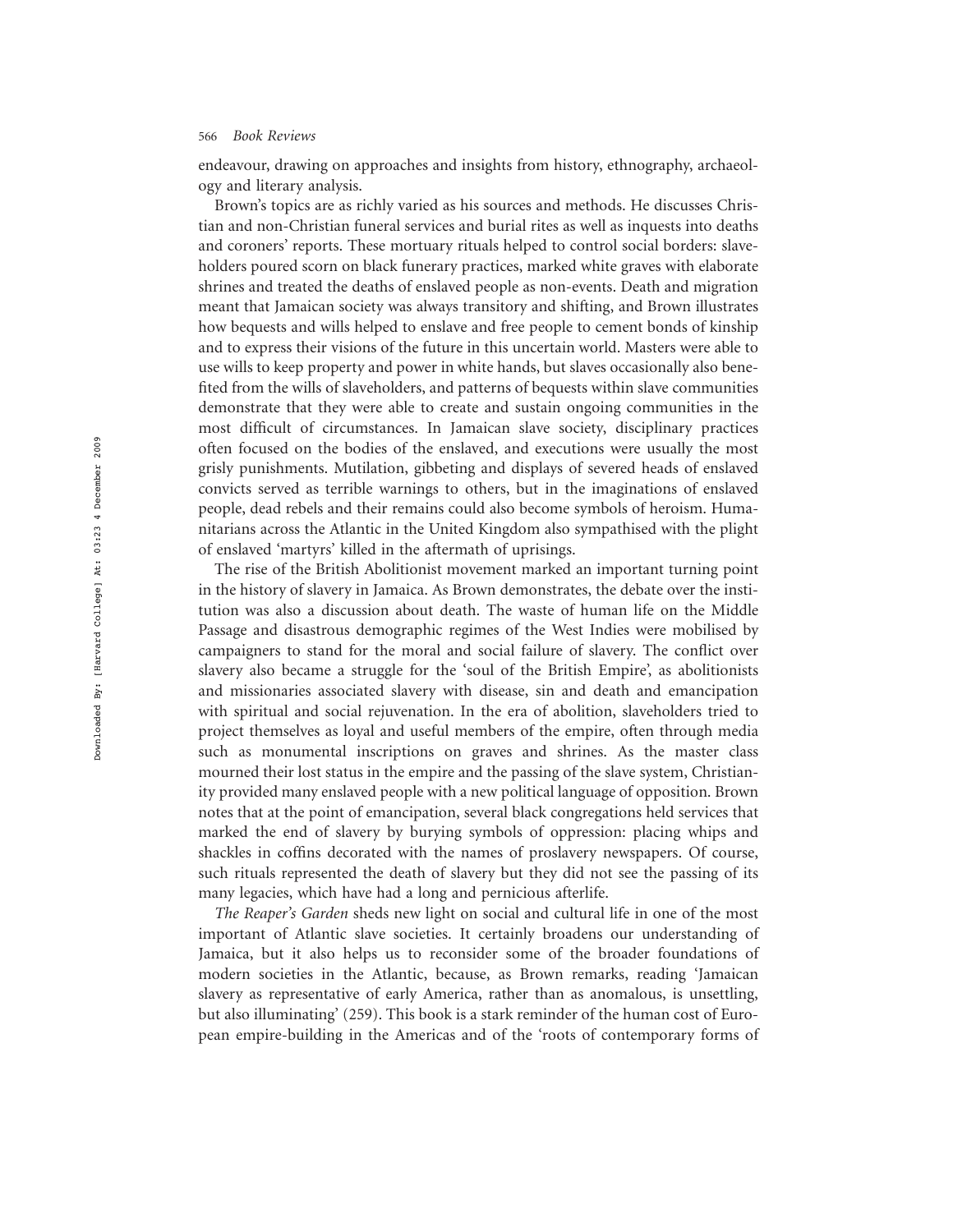endeavour, drawing on approaches and insights from history, ethnography, archaeology and literary analysis.

Brown's topics are as richly varied as his sources and methods. He discusses Christian and non-Christian funeral services and burial rites as well as inquests into deaths and coroners' reports. These mortuary rituals helped to control social borders: slaveholders poured scorn on black funerary practices, marked white graves with elaborate shrines and treated the deaths of enslaved people as non-events. Death and migration meant that Jamaican society was always transitory and shifting, and Brown illustrates how bequests and wills helped to enslave and free people to cement bonds of kinship and to express their visions of the future in this uncertain world. Masters were able to use wills to keep property and power in white hands, but slaves occasionally also benefited from the wills of slaveholders, and patterns of bequests within slave communities demonstrate that they were able to create and sustain ongoing communities in the most difficult of circumstances. In Jamaican slave society, disciplinary practices often focused on the bodies of the enslaved, and executions were usually the most grisly punishments. Mutilation, gibbeting and displays of severed heads of enslaved convicts served as terrible warnings to others, but in the imaginations of enslaved people, dead rebels and their remains could also become symbols of heroism. Humanitarians across the Atlantic in the United Kingdom also sympathised with the plight of enslaved 'martyrs' killed in the aftermath of uprisings.

The rise of the British Abolitionist movement marked an important turning point in the history of slavery in Jamaica. As Brown demonstrates, the debate over the institution was also a discussion about death. The waste of human life on the Middle Passage and disastrous demographic regimes of the West Indies were mobilised by campaigners to stand for the moral and social failure of slavery. The conflict over slavery also became a struggle for the 'soul of the British Empire', as abolitionists and missionaries associated slavery with disease, sin and death and emancipation with spiritual and social rejuvenation. In the era of abolition, slaveholders tried to project themselves as loyal and useful members of the empire, often through media such as monumental inscriptions on graves and shrines. As the master class mourned their lost status in the empire and the passing of the slave system, Christianity provided many enslaved people with a new political language of opposition. Brown notes that at the point of emancipation, several black congregations held services that marked the end of slavery by burying symbols of oppression: placing whips and shackles in coffins decorated with the names of proslavery newspapers. Of course, such rituals represented the death of slavery but they did not see the passing of its many legacies, which have had a long and pernicious afterlife.

*The Reaper's Garden* sheds new light on social and cultural life in one of the most important of Atlantic slave societies. It certainly broadens our understanding of Jamaica, but it also helps us to reconsider some of the broader foundations of modern societies in the Atlantic, because, as Brown remarks, reading 'Jamaican slavery as representative of early America, rather than as anomalous, is unsettling, but also illuminating' (259). This book is a stark reminder of the human cost of European empire-building in the Americas and of the 'roots of contemporary forms of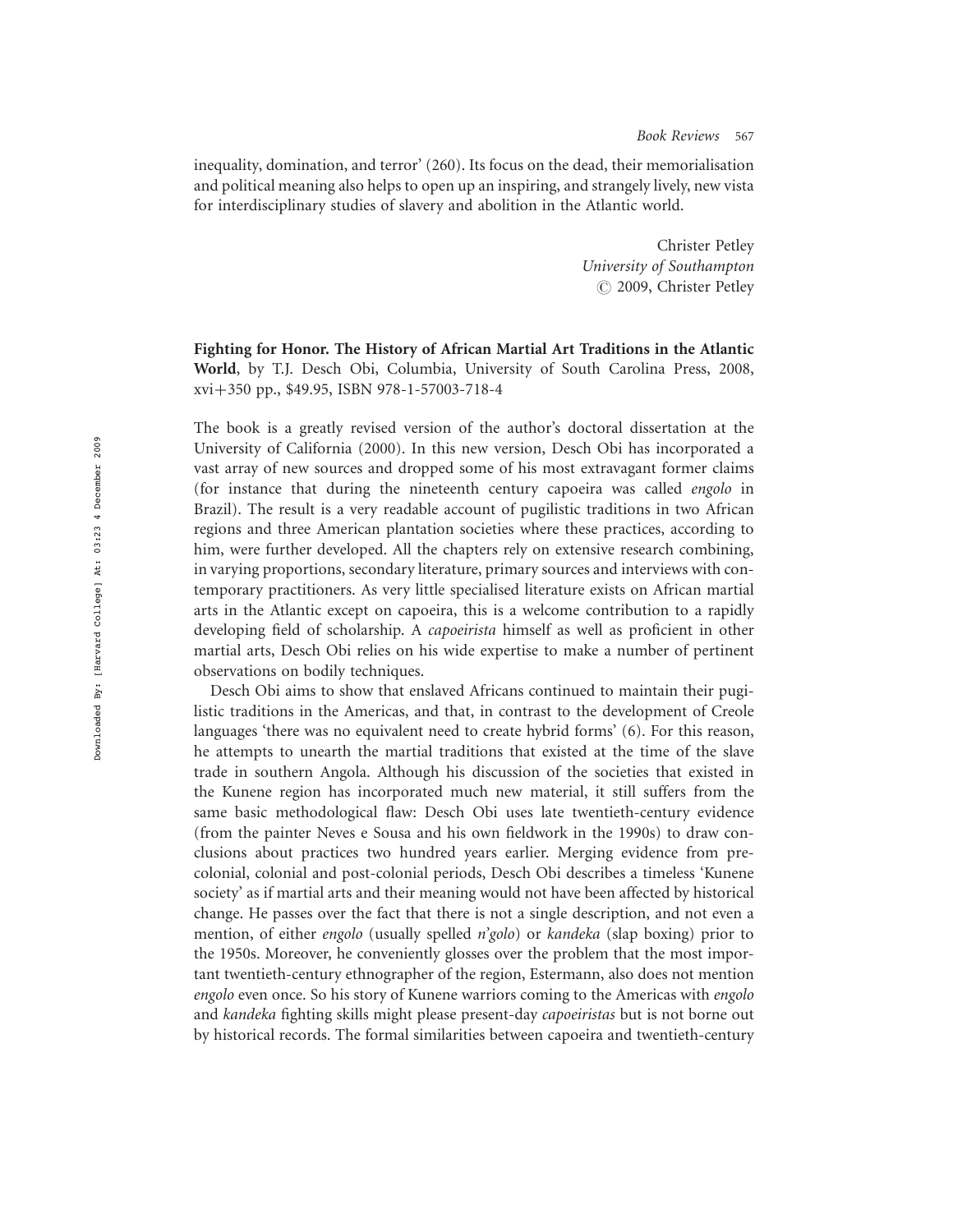inequality, domination, and terror' (260). Its focus on the dead, their memorialisation and political meaning also helps to open up an inspiring, and strangely lively, new vista for interdisciplinary studies of slavery and abolition in the Atlantic world.

Christer Petley
*University of Southampton*
© 2009, Christer Petley

**Fighting for Honor. The History of African Martial Art Traditions in the Atlantic World**, by T.J. Desch Obi, Columbia, University of South Carolina Press, 2008, xvi+350 pp., $49.95, ISBN 978-1-57003-718-4

The book is a greatly revised version of the author's doctoral dissertation at the University of California (2000). In this new version, Desch Obi has incorporated a vast array of new sources and dropped some of his most extravagant former claims (for instance that during the nineteenth century capoeira was called *engolo* in Brazil). The result is a very readable account of pugilistic traditions in two African regions and three American plantation societies where these practices, according to him, were further developed. All the chapters rely on extensive research combining, in varying proportions, secondary literature, primary sources and interviews with contemporary practitioners. As very little specialised literature exists on African martial arts in the Atlantic except on capoeira, this is a welcome contribution to a rapidly developing field of scholarship. A *capoeirista* himself as well as proficient in other martial arts, Desch Obi relies on his wide expertise to make a number of pertinent observations on bodily techniques.

Desch Obi aims to show that enslaved Africans continued to maintain their pugilistic traditions in the Americas, and that, in contrast to the development of Creole languages 'there was no equivalent need to create hybrid forms' (6). For this reason, he attempts to unearth the martial traditions that existed at the time of the slave trade in southern Angola. Although his discussion of the societies that existed in the Kunene region has incorporated much new material, it still suffers from the same basic methodological flaw: Desch Obi uses late twentieth-century evidence (from the painter Neves e Sousa and his own fieldwork in the 1990s) to draw conclusions about practices two hundred years earlier. Merging evidence from precolonial, colonial and post-colonial periods, Desch Obi describes a timeless 'Kunene society' as if martial arts and their meaning would not have been affected by historical change. He passes over the fact that there is not a single description, and not even a mention, of either *engolo* (usually spelled *n'golo*) or *kandeka* (slap boxing) prior to the 1950s. Moreover, he conveniently glosses over the problem that the most important twentieth-century ethnographer of the region, Estermann, also does not mention *engolo* even once. So his story of Kunene warriors coming to the Americas with *engolo* and *kandeka* fighting skills might please present-day *capoeiristas* but is not borne out by historical records. The formal similarities between capoeira and twentieth-century